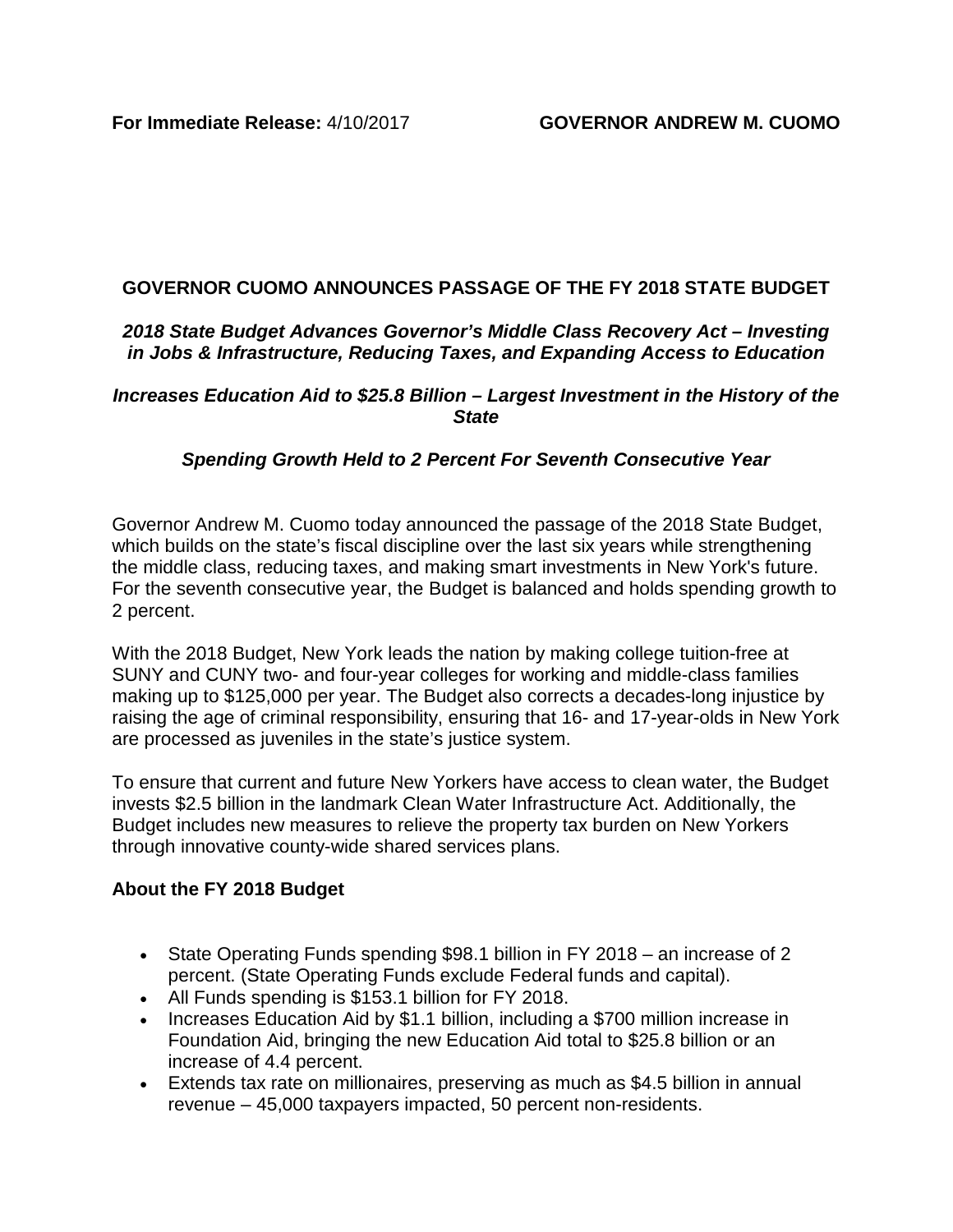**For Immediate Release:** 4/10/2017 **GOVERNOR ANDREW M. CUOMO**

# GOVERNOR CUOMO ANNOUNCES PASSAGE OF THE FY 2018 STATE BUDGET

***2018 State Budget Advances Governor's Middle Class Recovery Act – Investing in Jobs & Infrastructure, Reducing Taxes, and Expanding Access to Education***

***Increases Education Aid to $25.8 Billion – Largest Investment in the History of the State***

***Spending Growth Held to 2 Percent For Seventh Consecutive Year***

Governor Andrew M. Cuomo today announced the passage of the 2018 State Budget, which builds on the state's fiscal discipline over the last six years while strengthening the middle class, reducing taxes, and making smart investments in New York's future. For the seventh consecutive year, the Budget is balanced and holds spending growth to 2 percent.

With the 2018 Budget, New York leads the nation by making college tuition-free at SUNY and CUNY two- and four-year colleges for working and middle-class families making up to $125,000 per year. The Budget also corrects a decades-long injustice by raising the age of criminal responsibility, ensuring that 16- and 17-year-olds in New York are processed as juveniles in the state's justice system.

To ensure that current and future New Yorkers have access to clean water, the Budget invests $2.5 billion in the landmark Clean Water Infrastructure Act. Additionally, the Budget includes new measures to relieve the property tax burden on New Yorkers through innovative county-wide shared services plans.

## About the FY 2018 Budget

- State Operating Funds spending $98.1 billion in FY 2018 – an increase of 2 percent. (State Operating Funds exclude Federal funds and capital).
- All Funds spending is $153.1 billion for FY 2018.
- Increases Education Aid by $1.1 billion, including a $700 million increase in Foundation Aid, bringing the new Education Aid total to $25.8 billion or an increase of 4.4 percent.
- Extends tax rate on millionaires, preserving as much as $4.5 billion in annual revenue – 45,000 taxpayers impacted, 50 percent non-residents.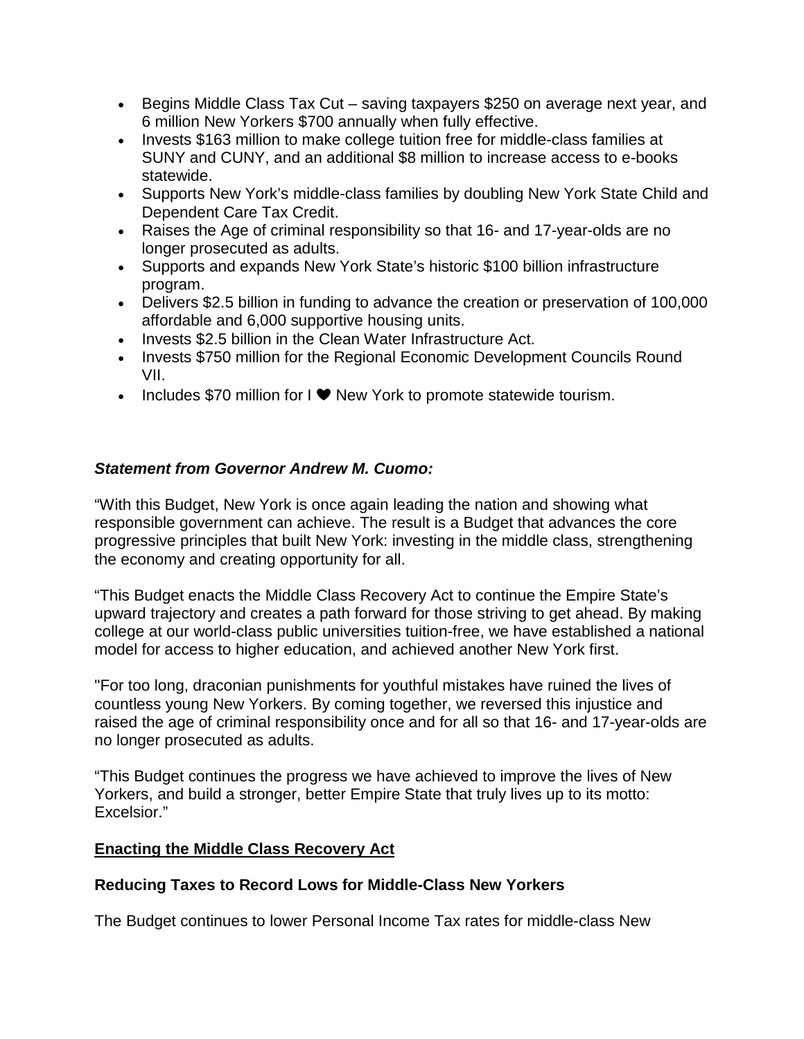- Begins Middle Class Tax Cut – saving taxpayers $250 on average next year, and 6 million New Yorkers $700 annually when fully effective.
- Invests $163 million to make college tuition free for middle-class families at SUNY and CUNY, and an additional $8 million to increase access to e-books statewide.
- Supports New York's middle-class families by doubling New York State Child and Dependent Care Tax Credit.
- Raises the Age of criminal responsibility so that 16- and 17-year-olds are no longer prosecuted as adults.
- Supports and expands New York State's historic $100 billion infrastructure program.
- Delivers $2.5 billion in funding to advance the creation or preservation of 100,000 affordable and 6,000 supportive housing units.
- Invests $2.5 billion in the Clean Water Infrastructure Act.
- Invests $750 million for the Regional Economic Development Councils Round VII.
- Includes $70 million for I ❤ New York to promote statewide tourism.

***Statement from Governor Andrew M. Cuomo:***

"With this Budget, New York is once again leading the nation and showing what responsible government can achieve. The result is a Budget that advances the core progressive principles that built New York: investing in the middle class, strengthening the economy and creating opportunity for all.

"This Budget enacts the Middle Class Recovery Act to continue the Empire State's upward trajectory and creates a path forward for those striving to get ahead. By making college at our world-class public universities tuition-free, we have established a national model for access to higher education, and achieved another New York first.

"For too long, draconian punishments for youthful mistakes have ruined the lives of countless young New Yorkers. By coming together, we reversed this injustice and raised the age of criminal responsibility once and for all so that 16- and 17-year-olds are no longer prosecuted as adults.

"This Budget continues the progress we have achieved to improve the lives of New Yorkers, and build a stronger, better Empire State that truly lives up to its motto: Excelsior."

## Enacting the Middle Class Recovery Act

### Reducing Taxes to Record Lows for Middle-Class New Yorkers

The Budget continues to lower Personal Income Tax rates for middle-class New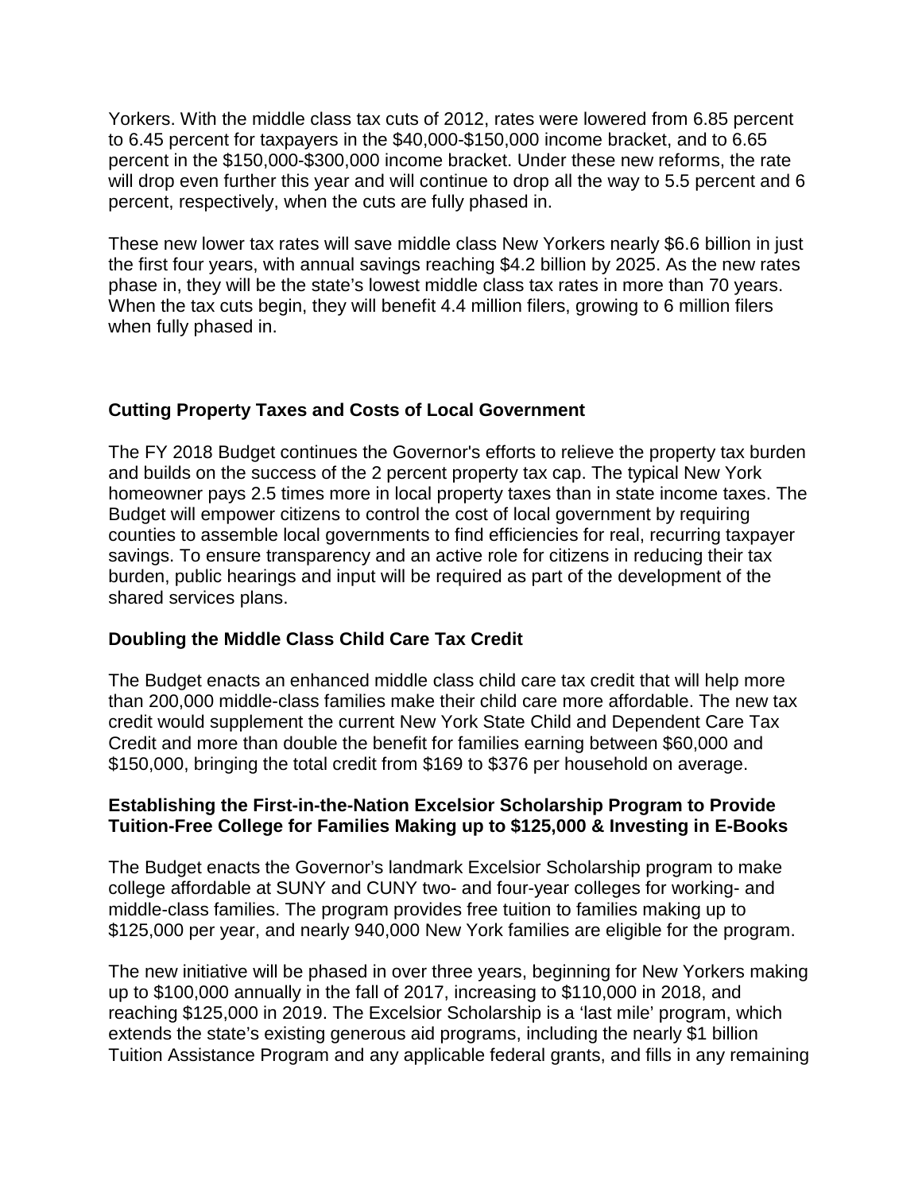Yorkers. With the middle class tax cuts of 2012, rates were lowered from 6.85 percent to 6.45 percent for taxpayers in the $40,000-$150,000 income bracket, and to 6.65 percent in the $150,000-$300,000 income bracket. Under these new reforms, the rate will drop even further this year and will continue to drop all the way to 5.5 percent and 6 percent, respectively, when the cuts are fully phased in.

These new lower tax rates will save middle class New Yorkers nearly $6.6 billion in just the first four years, with annual savings reaching $4.2 billion by 2025. As the new rates phase in, they will be the state's lowest middle class tax rates in more than 70 years. When the tax cuts begin, they will benefit 4.4 million filers, growing to 6 million filers when fully phased in.

**Cutting Property Taxes and Costs of Local Government**

The FY 2018 Budget continues the Governor's efforts to relieve the property tax burden and builds on the success of the 2 percent property tax cap. The typical New York homeowner pays 2.5 times more in local property taxes than in state income taxes. The Budget will empower citizens to control the cost of local government by requiring counties to assemble local governments to find efficiencies for real, recurring taxpayer savings. To ensure transparency and an active role for citizens in reducing their tax burden, public hearings and input will be required as part of the development of the shared services plans.

**Doubling the Middle Class Child Care Tax Credit**

The Budget enacts an enhanced middle class child care tax credit that will help more than 200,000 middle-class families make their child care more affordable. The new tax credit would supplement the current New York State Child and Dependent Care Tax Credit and more than double the benefit for families earning between $60,000 and $150,000, bringing the total credit from $169 to $376 per household on average.

**Establishing the First-in-the-Nation Excelsior Scholarship Program to Provide Tuition-Free College for Families Making up to $125,000 & Investing in E-Books**

The Budget enacts the Governor's landmark Excelsior Scholarship program to make college affordable at SUNY and CUNY two- and four-year colleges for working- and middle-class families. The program provides free tuition to families making up to $125,000 per year, and nearly 940,000 New York families are eligible for the program.

The new initiative will be phased in over three years, beginning for New Yorkers making up to $100,000 annually in the fall of 2017, increasing to $110,000 in 2018, and reaching $125,000 in 2019. The Excelsior Scholarship is a 'last mile' program, which extends the state's existing generous aid programs, including the nearly $1 billion Tuition Assistance Program and any applicable federal grants, and fills in any remaining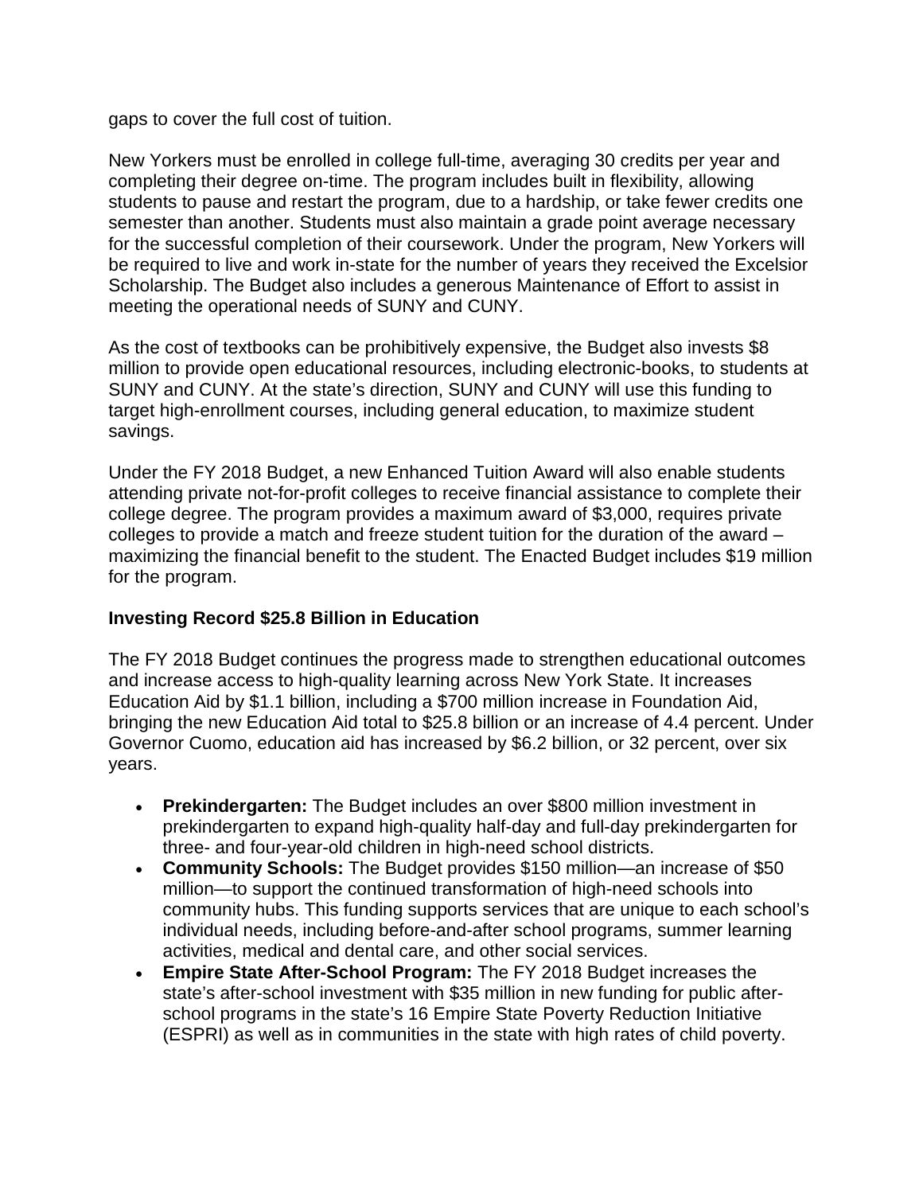gaps to cover the full cost of tuition.

New Yorkers must be enrolled in college full-time, averaging 30 credits per year and completing their degree on-time. The program includes built in flexibility, allowing students to pause and restart the program, due to a hardship, or take fewer credits one semester than another. Students must also maintain a grade point average necessary for the successful completion of their coursework. Under the program, New Yorkers will be required to live and work in-state for the number of years they received the Excelsior Scholarship. The Budget also includes a generous Maintenance of Effort to assist in meeting the operational needs of SUNY and CUNY.

As the cost of textbooks can be prohibitively expensive, the Budget also invests $8 million to provide open educational resources, including electronic-books, to students at SUNY and CUNY. At the state's direction, SUNY and CUNY will use this funding to target high-enrollment courses, including general education, to maximize student savings.

Under the FY 2018 Budget, a new Enhanced Tuition Award will also enable students attending private not-for-profit colleges to receive financial assistance to complete their college degree. The program provides a maximum award of $3,000, requires private colleges to provide a match and freeze student tuition for the duration of the award – maximizing the financial benefit to the student. The Enacted Budget includes $19 million for the program.

**Investing Record $25.8 Billion in Education**

The FY 2018 Budget continues the progress made to strengthen educational outcomes and increase access to high-quality learning across New York State. It increases Education Aid by $1.1 billion, including a $700 million increase in Foundation Aid, bringing the new Education Aid total to $25.8 billion or an increase of 4.4 percent. Under Governor Cuomo, education aid has increased by $6.2 billion, or 32 percent, over six years.

- **Prekindergarten:** The Budget includes an over $800 million investment in prekindergarten to expand high-quality half-day and full-day prekindergarten for three- and four-year-old children in high-need school districts.
- **Community Schools:** The Budget provides $150 million—an increase of $50 million—to support the continued transformation of high-need schools into community hubs. This funding supports services that are unique to each school's individual needs, including before-and-after school programs, summer learning activities, medical and dental care, and other social services.
- **Empire State After-School Program:** The FY 2018 Budget increases the state's after-school investment with $35 million in new funding for public after-school programs in the state's 16 Empire State Poverty Reduction Initiative (ESPRI) as well as in communities in the state with high rates of child poverty.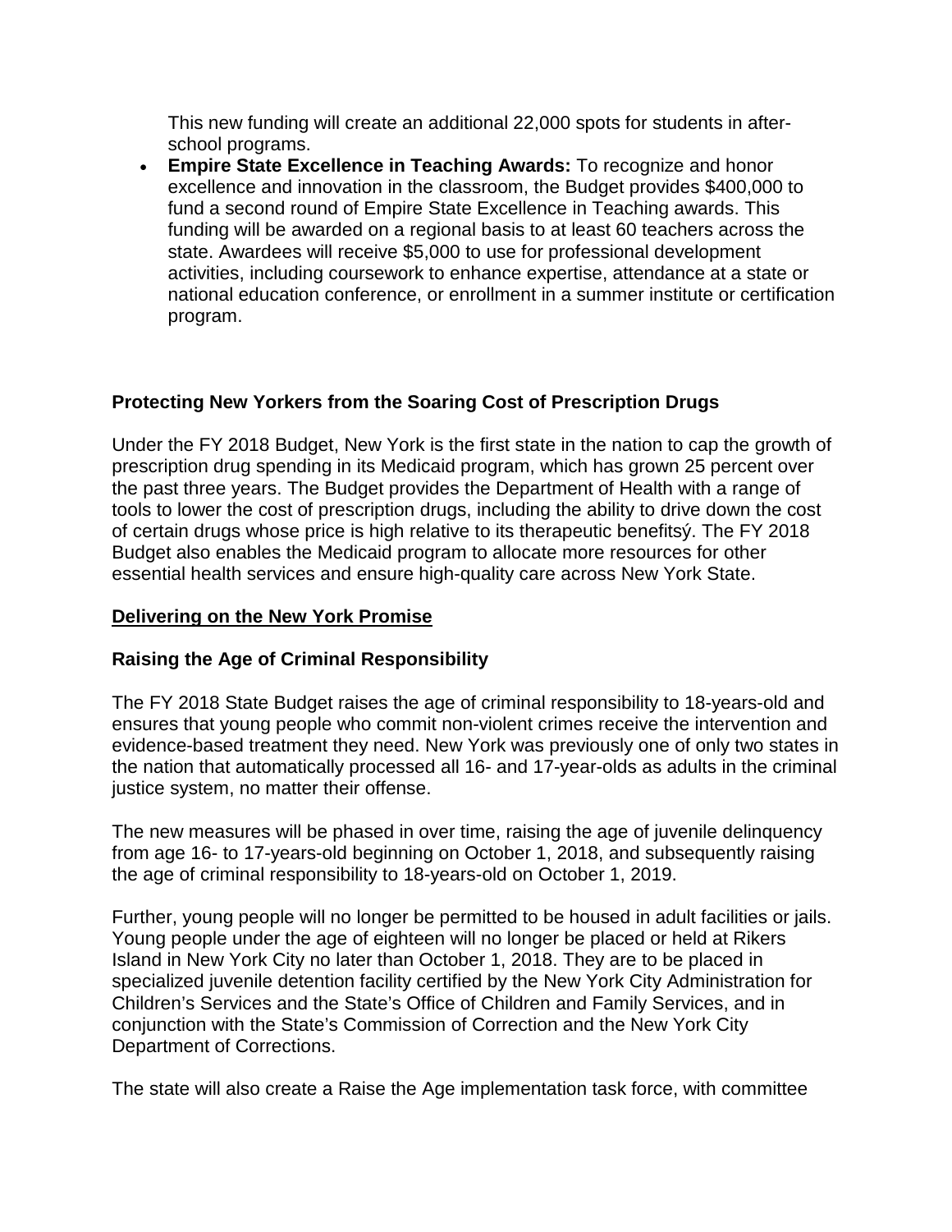This new funding will create an additional 22,000 spots for students in after-school programs.

- **Empire State Excellence in Teaching Awards:** To recognize and honor excellence and innovation in the classroom, the Budget provides $400,000 to fund a second round of Empire State Excellence in Teaching awards. This funding will be awarded on a regional basis to at least 60 teachers across the state. Awardees will receive $5,000 to use for professional development activities, including coursework to enhance expertise, attendance at a state or national education conference, or enrollment in a summer institute or certification program.

**Protecting New Yorkers from the Soaring Cost of Prescription Drugs**

Under the FY 2018 Budget, New York is the first state in the nation to cap the growth of prescription drug spending in its Medicaid program, which has grown 25 percent over the past three years. The Budget provides the Department of Health with a range of tools to lower the cost of prescription drugs, including the ability to drive down the cost of certain drugs whose price is high relative to its therapeutic benefitsý. The FY 2018 Budget also enables the Medicaid program to allocate more resources for other essential health services and ensure high-quality care across New York State.

**Delivering on the New York Promise**

**Raising the Age of Criminal Responsibility**

The FY 2018 State Budget raises the age of criminal responsibility to 18-years-old and ensures that young people who commit non-violent crimes receive the intervention and evidence-based treatment they need. New York was previously one of only two states in the nation that automatically processed all 16- and 17-year-olds as adults in the criminal justice system, no matter their offense.

The new measures will be phased in over time, raising the age of juvenile delinquency from age 16- to 17-years-old beginning on October 1, 2018, and subsequently raising the age of criminal responsibility to 18-years-old on October 1, 2019.

Further, young people will no longer be permitted to be housed in adult facilities or jails. Young people under the age of eighteen will no longer be placed or held at Rikers Island in New York City no later than October 1, 2018. They are to be placed in specialized juvenile detention facility certified by the New York City Administration for Children's Services and the State's Office of Children and Family Services, and in conjunction with the State's Commission of Correction and the New York City Department of Corrections.

The state will also create a Raise the Age implementation task force, with committee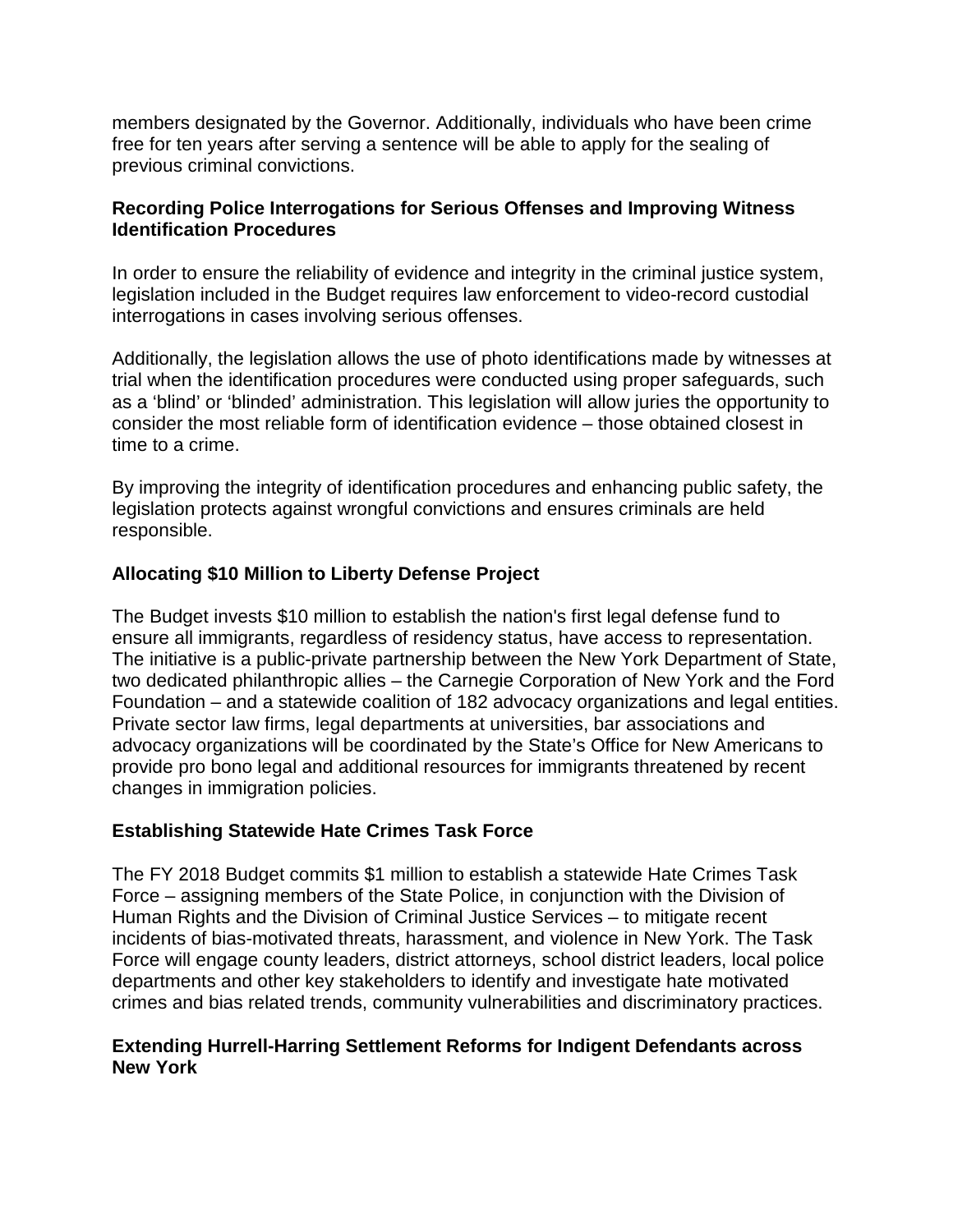members designated by the Governor. Additionally, individuals who have been crime free for ten years after serving a sentence will be able to apply for the sealing of previous criminal convictions.

**Recording Police Interrogations for Serious Offenses and Improving Witness Identification Procedures**

In order to ensure the reliability of evidence and integrity in the criminal justice system, legislation included in the Budget requires law enforcement to video-record custodial interrogations in cases involving serious offenses.

Additionally, the legislation allows the use of photo identifications made by witnesses at trial when the identification procedures were conducted using proper safeguards, such as a 'blind' or 'blinded' administration. This legislation will allow juries the opportunity to consider the most reliable form of identification evidence – those obtained closest in time to a crime.

By improving the integrity of identification procedures and enhancing public safety, the legislation protects against wrongful convictions and ensures criminals are held responsible.

**Allocating $10 Million to Liberty Defense Project**

The Budget invests $10 million to establish the nation's first legal defense fund to ensure all immigrants, regardless of residency status, have access to representation. The initiative is a public-private partnership between the New York Department of State, two dedicated philanthropic allies – the Carnegie Corporation of New York and the Ford Foundation – and a statewide coalition of 182 advocacy organizations and legal entities. Private sector law firms, legal departments at universities, bar associations and advocacy organizations will be coordinated by the State's Office for New Americans to provide pro bono legal and additional resources for immigrants threatened by recent changes in immigration policies.

**Establishing Statewide Hate Crimes Task Force**

The FY 2018 Budget commits $1 million to establish a statewide Hate Crimes Task Force – assigning members of the State Police, in conjunction with the Division of Human Rights and the Division of Criminal Justice Services – to mitigate recent incidents of bias-motivated threats, harassment, and violence in New York. The Task Force will engage county leaders, district attorneys, school district leaders, local police departments and other key stakeholders to identify and investigate hate motivated crimes and bias related trends, community vulnerabilities and discriminatory practices.

**Extending Hurrell-Harring Settlement Reforms for Indigent Defendants across New York**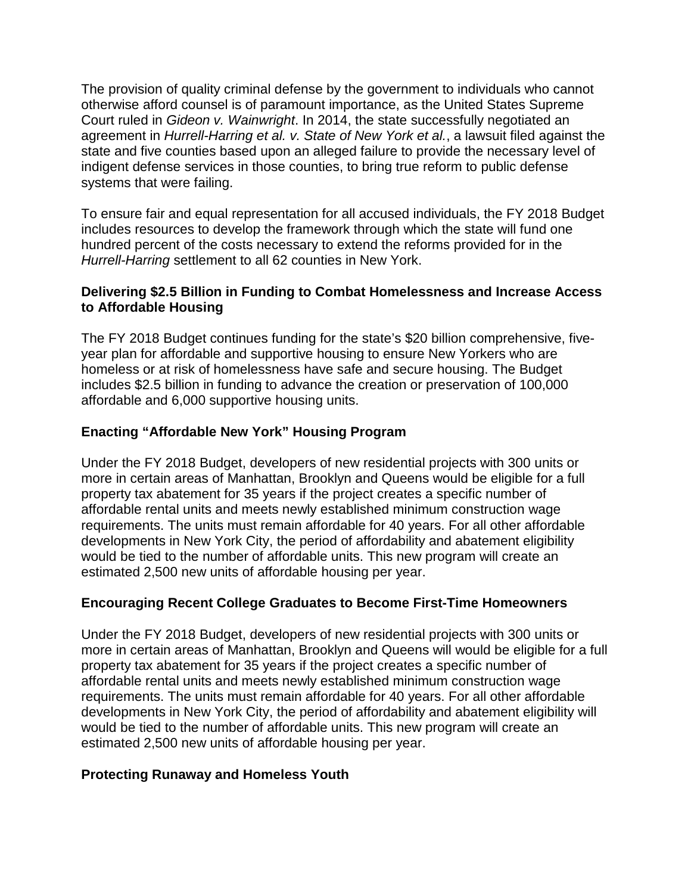The provision of quality criminal defense by the government to individuals who cannot otherwise afford counsel is of paramount importance, as the United States Supreme Court ruled in *Gideon v. Wainwright*. In 2014, the state successfully negotiated an agreement in *Hurrell-Harring et al. v. State of New York et al.*, a lawsuit filed against the state and five counties based upon an alleged failure to provide the necessary level of indigent defense services in those counties, to bring true reform to public defense systems that were failing.

To ensure fair and equal representation for all accused individuals, the FY 2018 Budget includes resources to develop the framework through which the state will fund one hundred percent of the costs necessary to extend the reforms provided for in the *Hurrell-Harring* settlement to all 62 counties in New York.

**Delivering $2.5 Billion in Funding to Combat Homelessness and Increase Access to Affordable Housing**

The FY 2018 Budget continues funding for the state's $20 billion comprehensive, five-year plan for affordable and supportive housing to ensure New Yorkers who are homeless or at risk of homelessness have safe and secure housing. The Budget includes $2.5 billion in funding to advance the creation or preservation of 100,000 affordable and 6,000 supportive housing units.

**Enacting "Affordable New York" Housing Program**

Under the FY 2018 Budget, developers of new residential projects with 300 units or more in certain areas of Manhattan, Brooklyn and Queens would be eligible for a full property tax abatement for 35 years if the project creates a specific number of affordable rental units and meets newly established minimum construction wage requirements. The units must remain affordable for 40 years. For all other affordable developments in New York City, the period of affordability and abatement eligibility would be tied to the number of affordable units. This new program will create an estimated 2,500 new units of affordable housing per year.

**Encouraging Recent College Graduates to Become First-Time Homeowners**

Under the FY 2018 Budget, developers of new residential projects with 300 units or more in certain areas of Manhattan, Brooklyn and Queens will would be eligible for a full property tax abatement for 35 years if the project creates a specific number of affordable rental units and meets newly established minimum construction wage requirements. The units must remain affordable for 40 years. For all other affordable developments in New York City, the period of affordability and abatement eligibility will would be tied to the number of affordable units. This new program will create an estimated 2,500 new units of affordable housing per year.

**Protecting Runaway and Homeless Youth**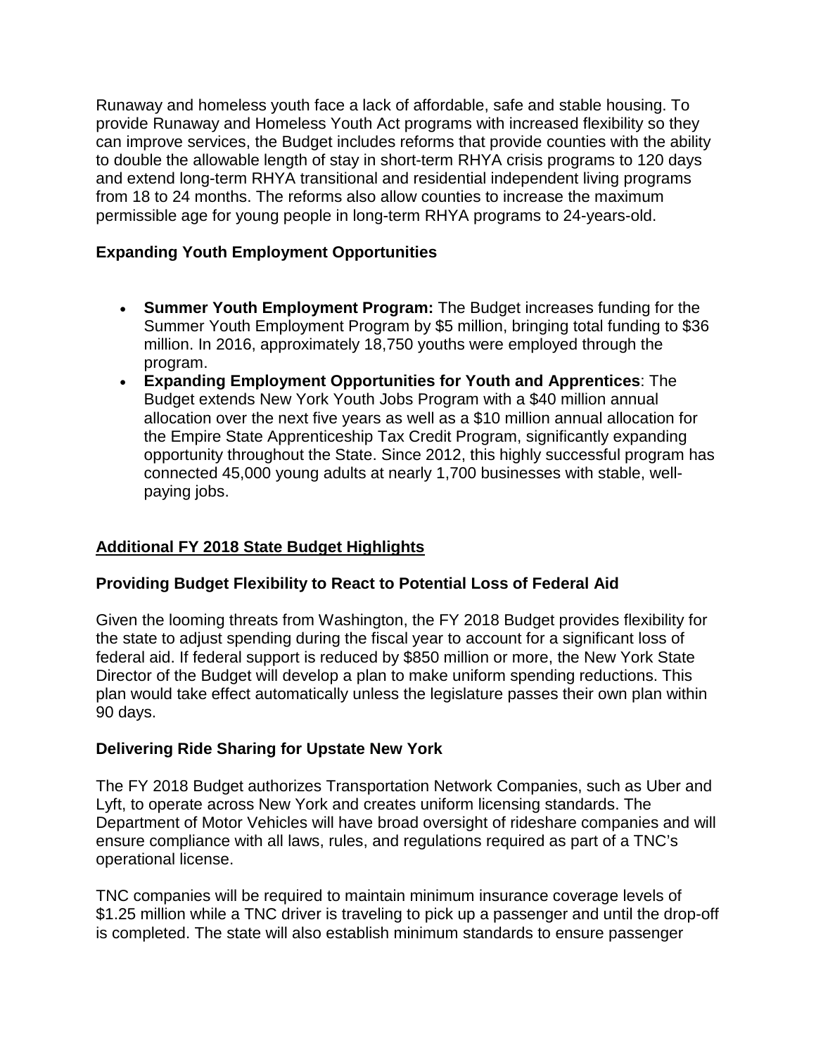Runaway and homeless youth face a lack of affordable, safe and stable housing. To provide Runaway and Homeless Youth Act programs with increased flexibility so they can improve services, the Budget includes reforms that provide counties with the ability to double the allowable length of stay in short-term RHYA crisis programs to 120 days and extend long-term RHYA transitional and residential independent living programs from 18 to 24 months. The reforms also allow counties to increase the maximum permissible age for young people in long-term RHYA programs to 24-years-old.

**Expanding Youth Employment Opportunities**

- **Summer Youth Employment Program:** The Budget increases funding for the Summer Youth Employment Program by $5 million, bringing total funding to $36 million. In 2016, approximately 18,750 youths were employed through the program.
- **Expanding Employment Opportunities for Youth and Apprentices**: The Budget extends New York Youth Jobs Program with a $40 million annual allocation over the next five years as well as a $10 million annual allocation for the Empire State Apprenticeship Tax Credit Program, significantly expanding opportunity throughout the State. Since 2012, this highly successful program has connected 45,000 young adults at nearly 1,700 businesses with stable, well-paying jobs.

## Additional FY 2018 State Budget Highlights

**Providing Budget Flexibility to React to Potential Loss of Federal Aid**

Given the looming threats from Washington, the FY 2018 Budget provides flexibility for the state to adjust spending during the fiscal year to account for a significant loss of federal aid. If federal support is reduced by $850 million or more, the New York State Director of the Budget will develop a plan to make uniform spending reductions. This plan would take effect automatically unless the legislature passes their own plan within 90 days.

**Delivering Ride Sharing for Upstate New York**

The FY 2018 Budget authorizes Transportation Network Companies, such as Uber and Lyft, to operate across New York and creates uniform licensing standards. The Department of Motor Vehicles will have broad oversight of rideshare companies and will ensure compliance with all laws, rules, and regulations required as part of a TNC's operational license.

TNC companies will be required to maintain minimum insurance coverage levels of $1.25 million while a TNC driver is traveling to pick up a passenger and until the drop-off is completed. The state will also establish minimum standards to ensure passenger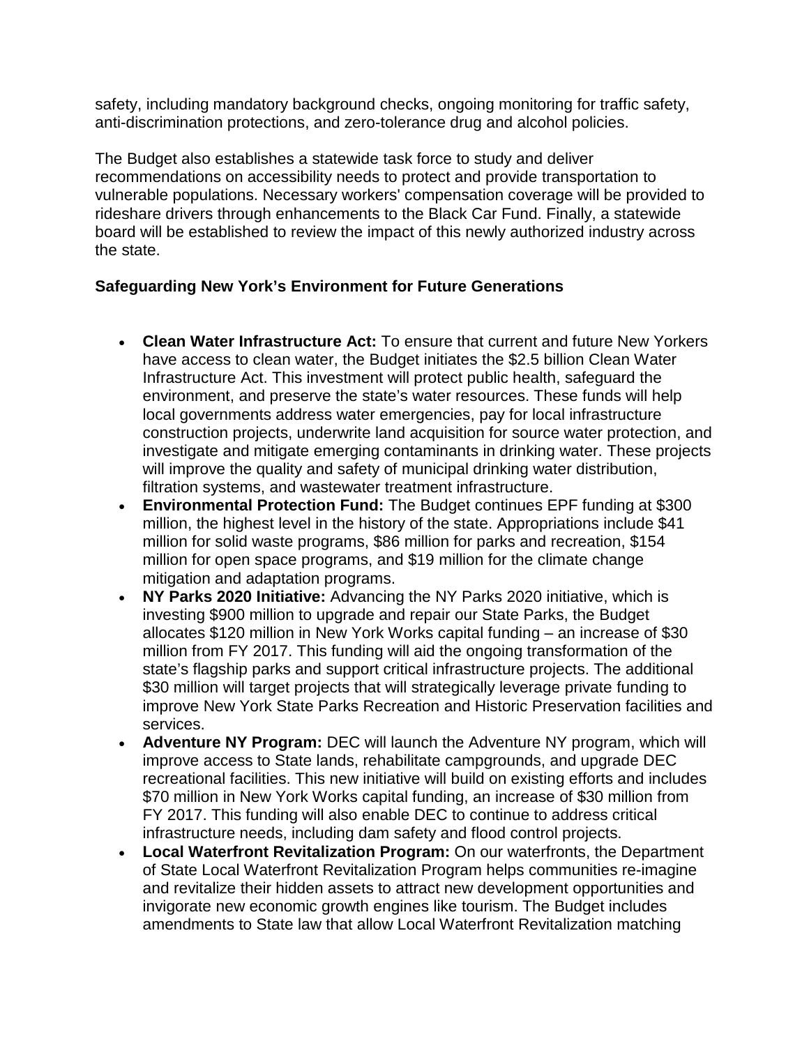safety, including mandatory background checks, ongoing monitoring for traffic safety, anti-discrimination protections, and zero-tolerance drug and alcohol policies.

The Budget also establishes a statewide task force to study and deliver recommendations on accessibility needs to protect and provide transportation to vulnerable populations. Necessary workers' compensation coverage will be provided to rideshare drivers through enhancements to the Black Car Fund. Finally, a statewide board will be established to review the impact of this newly authorized industry across the state.

**Safeguarding New York's Environment for Future Generations**

- **Clean Water Infrastructure Act:** To ensure that current and future New Yorkers have access to clean water, the Budget initiates the $2.5 billion Clean Water Infrastructure Act. This investment will protect public health, safeguard the environment, and preserve the state's water resources. These funds will help local governments address water emergencies, pay for local infrastructure construction projects, underwrite land acquisition for source water protection, and investigate and mitigate emerging contaminants in drinking water. These projects will improve the quality and safety of municipal drinking water distribution, filtration systems, and wastewater treatment infrastructure.
- **Environmental Protection Fund:** The Budget continues EPF funding at $300 million, the highest level in the history of the state. Appropriations include $41 million for solid waste programs, $86 million for parks and recreation, $154 million for open space programs, and $19 million for the climate change mitigation and adaptation programs.
- **NY Parks 2020 Initiative:** Advancing the NY Parks 2020 initiative, which is investing $900 million to upgrade and repair our State Parks, the Budget allocates $120 million in New York Works capital funding – an increase of $30 million from FY 2017. This funding will aid the ongoing transformation of the state's flagship parks and support critical infrastructure projects. The additional $30 million will target projects that will strategically leverage private funding to improve New York State Parks Recreation and Historic Preservation facilities and services.
- **Adventure NY Program:** DEC will launch the Adventure NY program, which will improve access to State lands, rehabilitate campgrounds, and upgrade DEC recreational facilities. This new initiative will build on existing efforts and includes $70 million in New York Works capital funding, an increase of $30 million from FY 2017. This funding will also enable DEC to continue to address critical infrastructure needs, including dam safety and flood control projects.
- **Local Waterfront Revitalization Program:** On our waterfronts, the Department of State Local Waterfront Revitalization Program helps communities re-imagine and revitalize their hidden assets to attract new development opportunities and invigorate new economic growth engines like tourism. The Budget includes amendments to State law that allow Local Waterfront Revitalization matching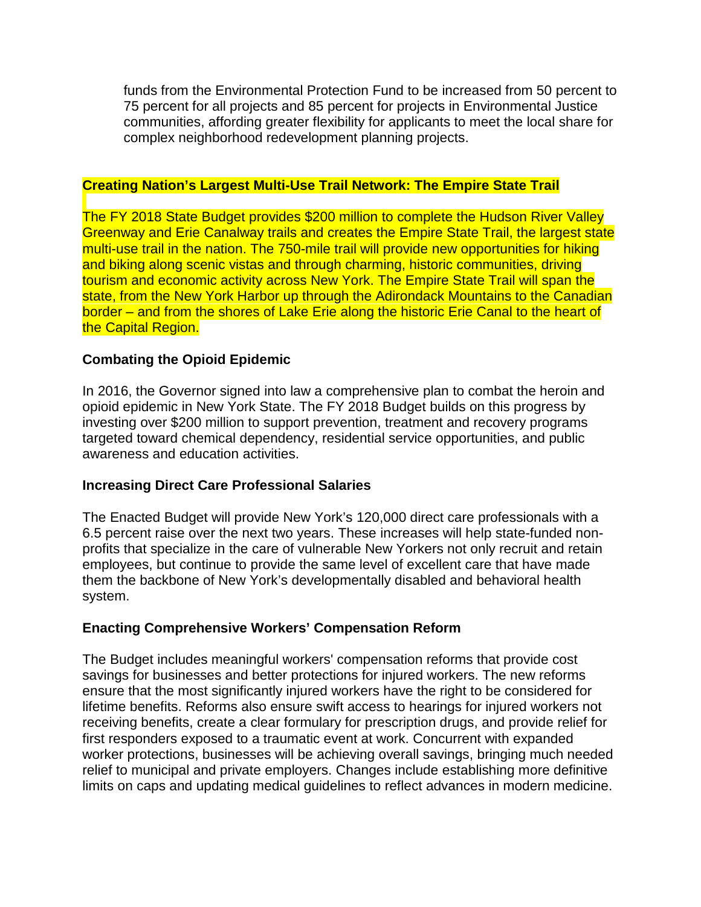funds from the Environmental Protection Fund to be increased from 50 percent to 75 percent for all projects and 85 percent for projects in Environmental Justice communities, affording greater flexibility for applicants to meet the local share for complex neighborhood redevelopment planning projects.

**Creating Nation's Largest Multi-Use Trail Network: The Empire State Trail**

The FY 2018 State Budget provides $200 million to complete the Hudson River Valley Greenway and Erie Canalway trails and creates the Empire State Trail, the largest state multi-use trail in the nation. The 750-mile trail will provide new opportunities for hiking and biking along scenic vistas and through charming, historic communities, driving tourism and economic activity across New York. The Empire State Trail will span the state, from the New York Harbor up through the Adirondack Mountains to the Canadian border – and from the shores of Lake Erie along the historic Erie Canal to the heart of the Capital Region.

**Combating the Opioid Epidemic**

In 2016, the Governor signed into law a comprehensive plan to combat the heroin and opioid epidemic in New York State. The FY 2018 Budget builds on this progress by investing over $200 million to support prevention, treatment and recovery programs targeted toward chemical dependency, residential service opportunities, and public awareness and education activities.

**Increasing Direct Care Professional Salaries**

The Enacted Budget will provide New York's 120,000 direct care professionals with a 6.5 percent raise over the next two years. These increases will help state-funded non-profits that specialize in the care of vulnerable New Yorkers not only recruit and retain employees, but continue to provide the same level of excellent care that have made them the backbone of New York's developmentally disabled and behavioral health system.

**Enacting Comprehensive Workers' Compensation Reform**

The Budget includes meaningful workers' compensation reforms that provide cost savings for businesses and better protections for injured workers. The new reforms ensure that the most significantly injured workers have the right to be considered for lifetime benefits. Reforms also ensure swift access to hearings for injured workers not receiving benefits, create a clear formulary for prescription drugs, and provide relief for first responders exposed to a traumatic event at work. Concurrent with expanded worker protections, businesses will be achieving overall savings, bringing much needed relief to municipal and private employers. Changes include establishing more definitive limits on caps and updating medical guidelines to reflect advances in modern medicine.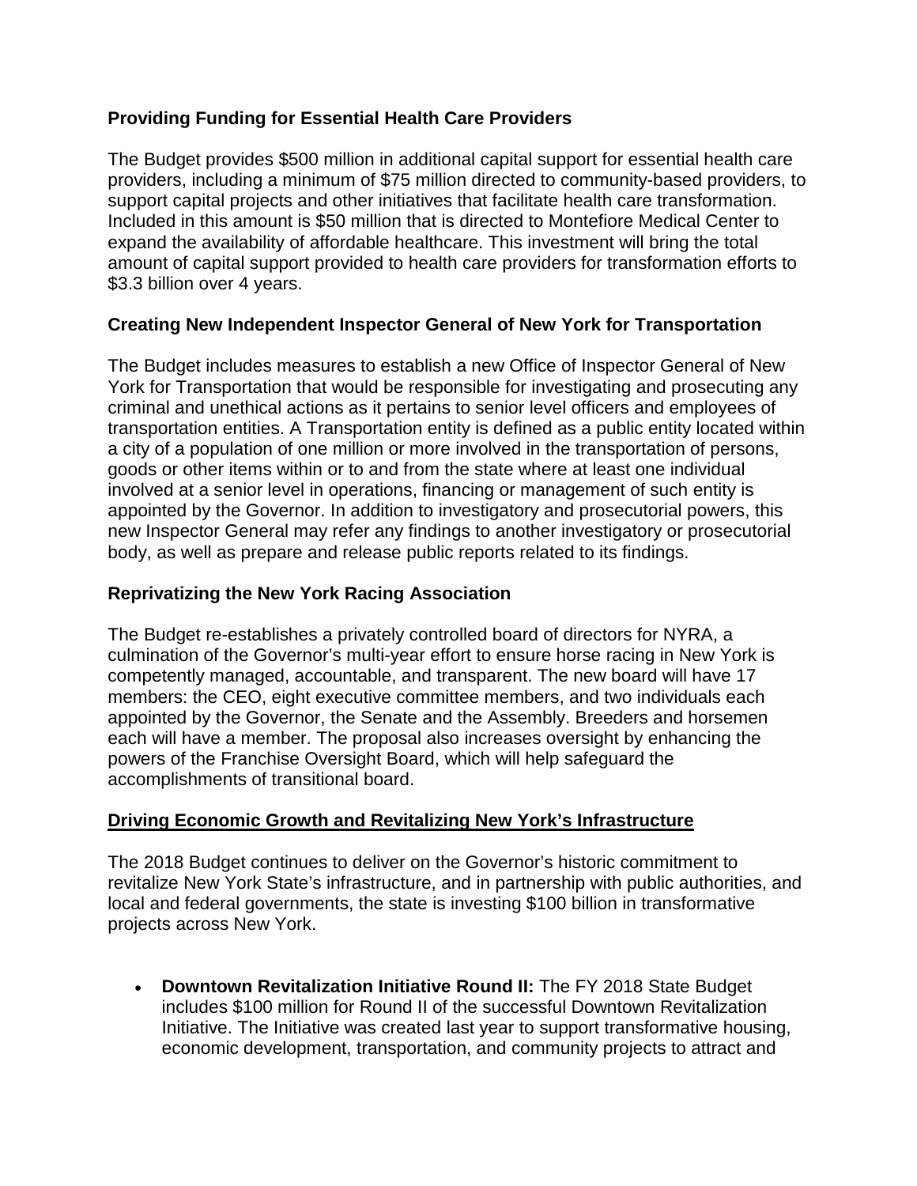### Providing Funding for Essential Health Care Providers

The Budget provides $500 million in additional capital support for essential health care providers, including a minimum of $75 million directed to community-based providers, to support capital projects and other initiatives that facilitate health care transformation. Included in this amount is $50 million that is directed to Montefiore Medical Center to expand the availability of affordable healthcare. This investment will bring the total amount of capital support provided to health care providers for transformation efforts to $3.3 billion over 4 years.

### Creating New Independent Inspector General of New York for Transportation

The Budget includes measures to establish a new Office of Inspector General of New York for Transportation that would be responsible for investigating and prosecuting any criminal and unethical actions as it pertains to senior level officers and employees of transportation entities. A Transportation entity is defined as a public entity located within a city of a population of one million or more involved in the transportation of persons, goods or other items within or to and from the state where at least one individual involved at a senior level in operations, financing or management of such entity is appointed by the Governor. In addition to investigatory and prosecutorial powers, this new Inspector General may refer any findings to another investigatory or prosecutorial body, as well as prepare and release public reports related to its findings.

### Reprivatizing the New York Racing Association

The Budget re-establishes a privately controlled board of directors for NYRA, a culmination of the Governor's multi-year effort to ensure horse racing in New York is competently managed, accountable, and transparent. The new board will have 17 members: the CEO, eight executive committee members, and two individuals each appointed by the Governor, the Senate and the Assembly. Breeders and horsemen each will have a member. The proposal also increases oversight by enhancing the powers of the Franchise Oversight Board, which will help safeguard the accomplishments of transitional board.

## Driving Economic Growth and Revitalizing New York's Infrastructure

The 2018 Budget continues to deliver on the Governor's historic commitment to revitalize New York State's infrastructure, and in partnership with public authorities, and local and federal governments, the state is investing $100 billion in transformative projects across New York.

- **Downtown Revitalization Initiative Round II:** The FY 2018 State Budget includes $100 million for Round II of the successful Downtown Revitalization Initiative. The Initiative was created last year to support transformative housing, economic development, transportation, and community projects to attract and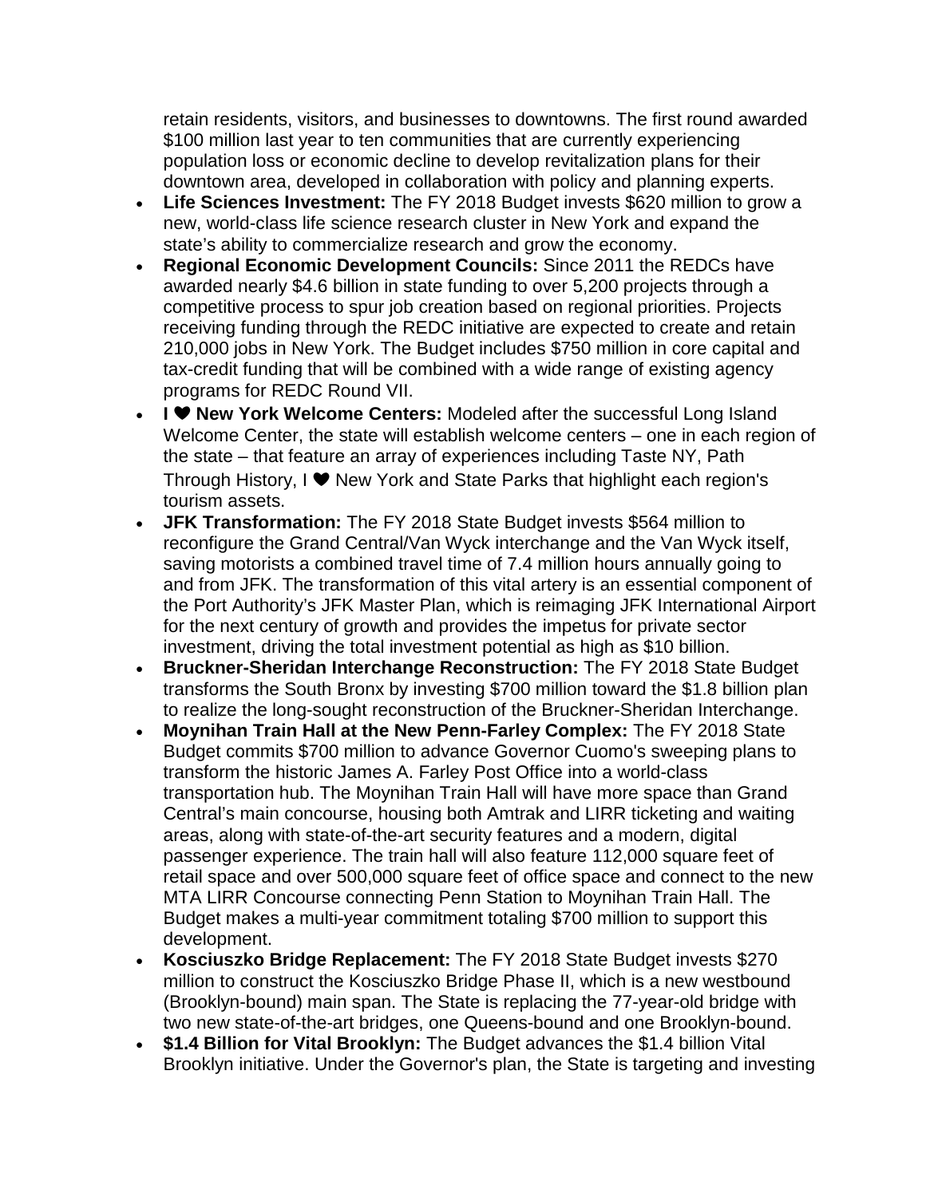retain residents, visitors, and businesses to downtowns. The first round awarded $100 million last year to ten communities that are currently experiencing population loss or economic decline to develop revitalization plans for their downtown area, developed in collaboration with policy and planning experts.

- **Life Sciences Investment:** The FY 2018 Budget invests $620 million to grow a new, world-class life science research cluster in New York and expand the state's ability to commercialize research and grow the economy.
- **Regional Economic Development Councils:** Since 2011 the REDCs have awarded nearly $4.6 billion in state funding to over 5,200 projects through a competitive process to spur job creation based on regional priorities. Projects receiving funding through the REDC initiative are expected to create and retain 210,000 jobs in New York. The Budget includes $750 million in core capital and tax-credit funding that will be combined with a wide range of existing agency programs for REDC Round VII.
- **I ❤ New York Welcome Centers:** Modeled after the successful Long Island Welcome Center, the state will establish welcome centers – one in each region of the state – that feature an array of experiences including Taste NY, Path Through History, I ❤ New York and State Parks that highlight each region's tourism assets.
- **JFK Transformation:** The FY 2018 State Budget invests $564 million to reconfigure the Grand Central/Van Wyck interchange and the Van Wyck itself, saving motorists a combined travel time of 7.4 million hours annually going to and from JFK. The transformation of this vital artery is an essential component of the Port Authority's JFK Master Plan, which is reimaging JFK International Airport for the next century of growth and provides the impetus for private sector investment, driving the total investment potential as high as $10 billion.
- **Bruckner-Sheridan Interchange Reconstruction:** The FY 2018 State Budget transforms the South Bronx by investing $700 million toward the $1.8 billion plan to realize the long-sought reconstruction of the Bruckner-Sheridan Interchange.
- **Moynihan Train Hall at the New Penn-Farley Complex:** The FY 2018 State Budget commits $700 million to advance Governor Cuomo's sweeping plans to transform the historic James A. Farley Post Office into a world-class transportation hub. The Moynihan Train Hall will have more space than Grand Central's main concourse, housing both Amtrak and LIRR ticketing and waiting areas, along with state-of-the-art security features and a modern, digital passenger experience. The train hall will also feature 112,000 square feet of retail space and over 500,000 square feet of office space and connect to the new MTA LIRR Concourse connecting Penn Station to Moynihan Train Hall. The Budget makes a multi-year commitment totaling $700 million to support this development.
- **Kosciuszko Bridge Replacement:** The FY 2018 State Budget invests $270 million to construct the Kosciuszko Bridge Phase II, which is a new westbound (Brooklyn-bound) main span. The State is replacing the 77-year-old bridge with two new state-of-the-art bridges, one Queens-bound and one Brooklyn-bound.
- **$1.4 Billion for Vital Brooklyn:** The Budget advances the $1.4 billion Vital Brooklyn initiative. Under the Governor's plan, the State is targeting and investing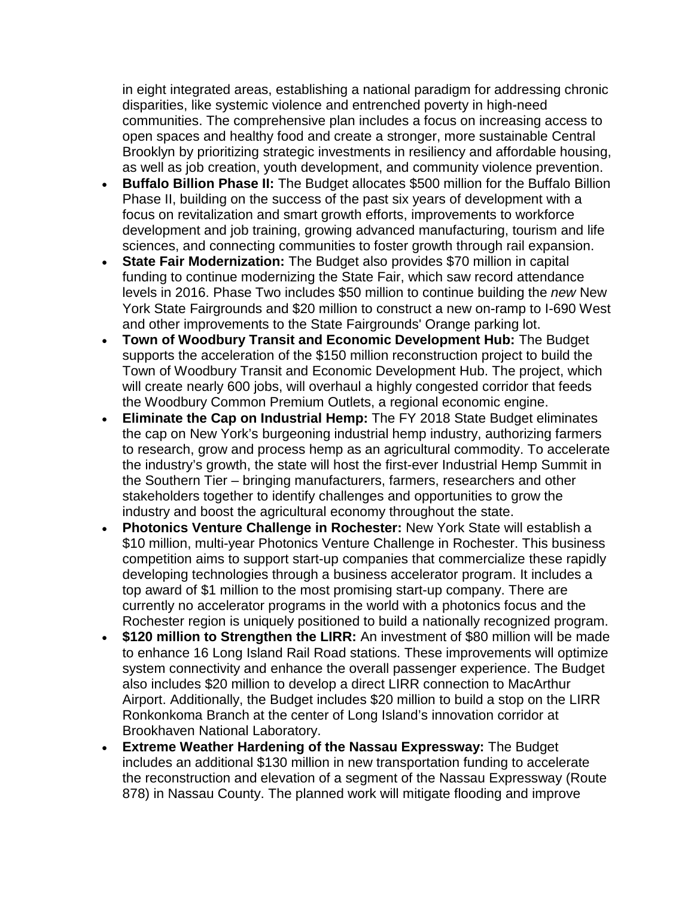in eight integrated areas, establishing a national paradigm for addressing chronic disparities, like systemic violence and entrenched poverty in high-need communities. The comprehensive plan includes a focus on increasing access to open spaces and healthy food and create a stronger, more sustainable Central Brooklyn by prioritizing strategic investments in resiliency and affordable housing, as well as job creation, youth development, and community violence prevention.

- **Buffalo Billion Phase II:** The Budget allocates $500 million for the Buffalo Billion Phase II, building on the success of the past six years of development with a focus on revitalization and smart growth efforts, improvements to workforce development and job training, growing advanced manufacturing, tourism and life sciences, and connecting communities to foster growth through rail expansion.
- **State Fair Modernization:** The Budget also provides $70 million in capital funding to continue modernizing the State Fair, which saw record attendance levels in 2016. Phase Two includes $50 million to continue building the *new* New York State Fairgrounds and $20 million to construct a new on-ramp to I-690 West and other improvements to the State Fairgrounds' Orange parking lot.
- **Town of Woodbury Transit and Economic Development Hub:** The Budget supports the acceleration of the $150 million reconstruction project to build the Town of Woodbury Transit and Economic Development Hub. The project, which will create nearly 600 jobs, will overhaul a highly congested corridor that feeds the Woodbury Common Premium Outlets, a regional economic engine.
- **Eliminate the Cap on Industrial Hemp:** The FY 2018 State Budget eliminates the cap on New York's burgeoning industrial hemp industry, authorizing farmers to research, grow and process hemp as an agricultural commodity. To accelerate the industry's growth, the state will host the first-ever Industrial Hemp Summit in the Southern Tier – bringing manufacturers, farmers, researchers and other stakeholders together to identify challenges and opportunities to grow the industry and boost the agricultural economy throughout the state.
- **Photonics Venture Challenge in Rochester:** New York State will establish a $10 million, multi-year Photonics Venture Challenge in Rochester. This business competition aims to support start-up companies that commercialize these rapidly developing technologies through a business accelerator program. It includes a top award of $1 million to the most promising start-up company. There are currently no accelerator programs in the world with a photonics focus and the Rochester region is uniquely positioned to build a nationally recognized program.
- **$120 million to Strengthen the LIRR:** An investment of $80 million will be made to enhance 16 Long Island Rail Road stations. These improvements will optimize system connectivity and enhance the overall passenger experience. The Budget also includes $20 million to develop a direct LIRR connection to MacArthur Airport. Additionally, the Budget includes $20 million to build a stop on the LIRR Ronkonkoma Branch at the center of Long Island's innovation corridor at Brookhaven National Laboratory.
- **Extreme Weather Hardening of the Nassau Expressway:** The Budget includes an additional $130 million in new transportation funding to accelerate the reconstruction and elevation of a segment of the Nassau Expressway (Route 878) in Nassau County. The planned work will mitigate flooding and improve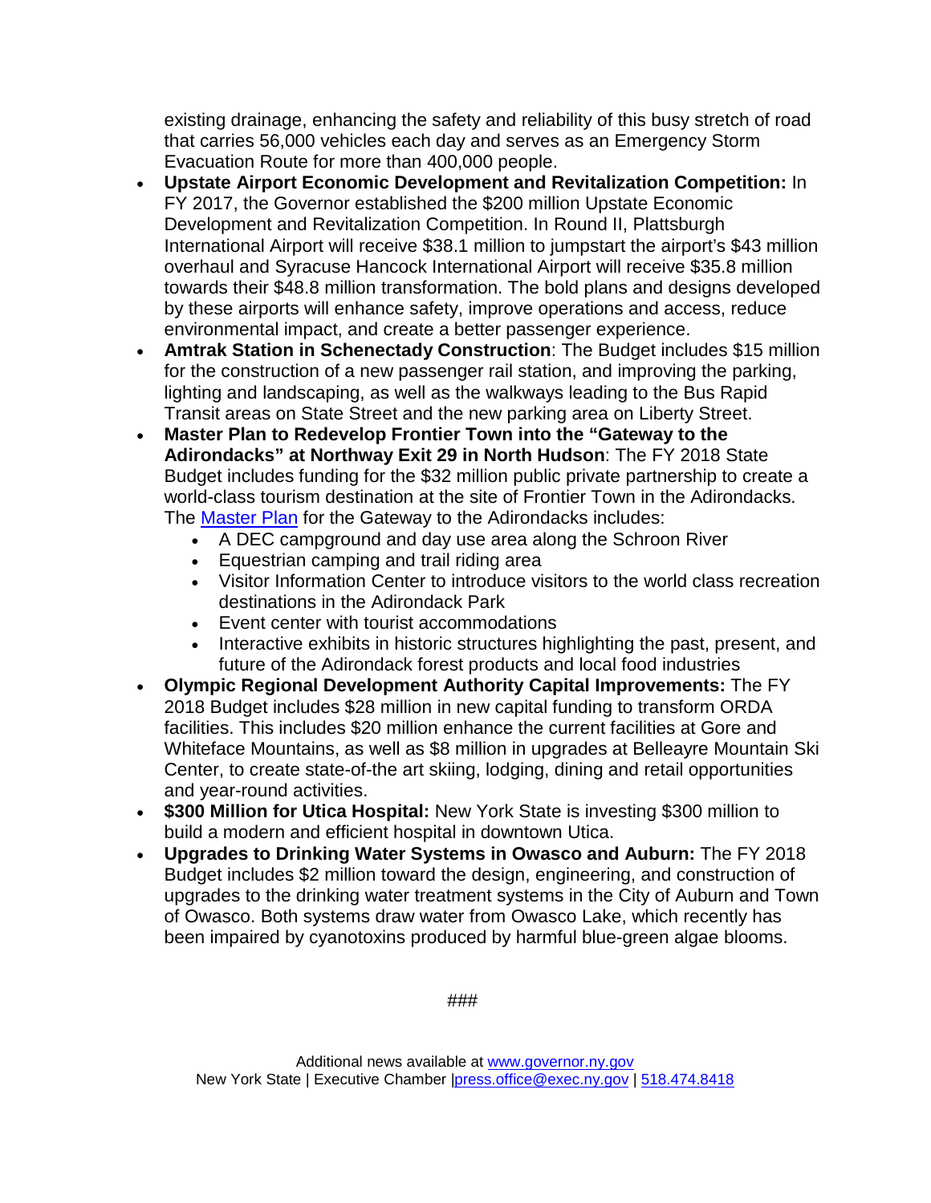existing drainage, enhancing the safety and reliability of this busy stretch of road that carries 56,000 vehicles each day and serves as an Emergency Storm Evacuation Route for more than 400,000 people.

- **Upstate Airport Economic Development and Revitalization Competition:** In FY 2017, the Governor established the $200 million Upstate Economic Development and Revitalization Competition. In Round II, Plattsburgh International Airport will receive $38.1 million to jumpstart the airport's $43 million overhaul and Syracuse Hancock International Airport will receive $35.8 million towards their $48.8 million transformation. The bold plans and designs developed by these airports will enhance safety, improve operations and access, reduce environmental impact, and create a better passenger experience.
- **Amtrak Station in Schenectady Construction**: The Budget includes $15 million for the construction of a new passenger rail station, and improving the parking, lighting and landscaping, as well as the walkways leading to the Bus Rapid Transit areas on State Street and the new parking area on Liberty Street.
- **Master Plan to Redevelop Frontier Town into the "Gateway to the Adirondacks" at Northway Exit 29 in North Hudson**: The FY 2018 State Budget includes funding for the $32 million public private partnership to create a world-class tourism destination at the site of Frontier Town in the Adirondacks. The [Master Plan] for the Gateway to the Adirondacks includes:
  - A DEC campground and day use area along the Schroon River
  - Equestrian camping and trail riding area
  - Visitor Information Center to introduce visitors to the world class recreation destinations in the Adirondack Park
  - Event center with tourist accommodations
  - Interactive exhibits in historic structures highlighting the past, present, and future of the Adirondack forest products and local food industries
- **Olympic Regional Development Authority Capital Improvements:** The FY 2018 Budget includes $28 million in new capital funding to transform ORDA facilities. This includes $20 million enhance the current facilities at Gore and Whiteface Mountains, as well as $8 million in upgrades at Belleayre Mountain Ski Center, to create state-of-the art skiing, lodging, dining and retail opportunities and year-round activities.
- **$300 Million for Utica Hospital:** New York State is investing $300 million to build a modern and efficient hospital in downtown Utica.
- **Upgrades to Drinking Water Systems in Owasco and Auburn:** The FY 2018 Budget includes $2 million toward the design, engineering, and construction of upgrades to the drinking water treatment systems in the City of Auburn and Town of Owasco. Both systems draw water from Owasco Lake, which recently has been impaired by cyanotoxins produced by harmful blue-green algae blooms.

###

Additional news available at www.governor.ny.gov
New York State | Executive Chamber | press.office@exec.ny.gov | 518.474.8418